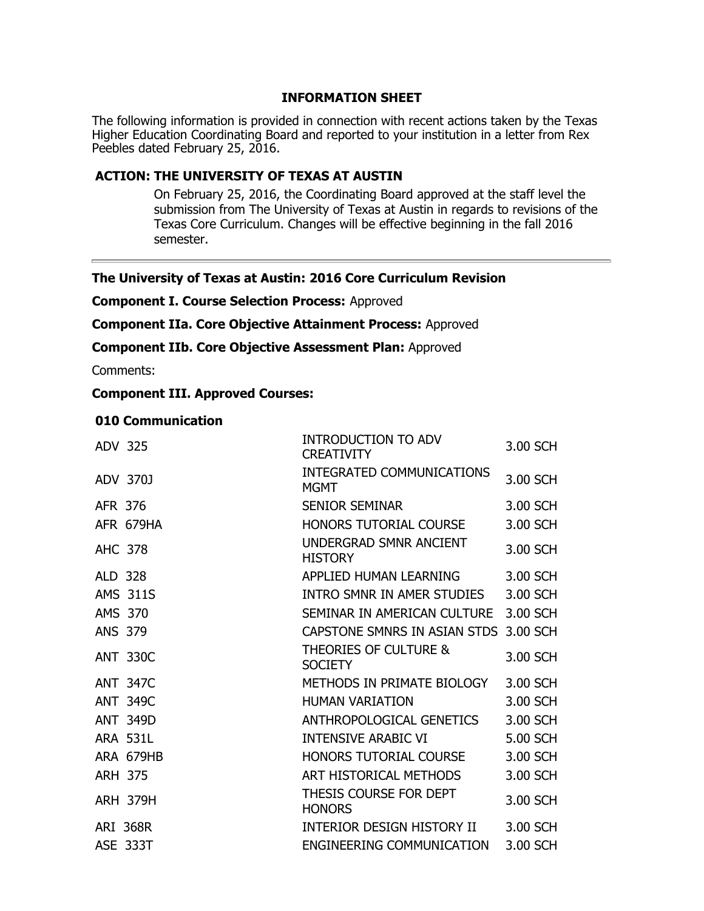## INFORMATION SHEET

The following information is provided in connection with recent actions taken by the Texas Higher Education Coordinating Board and reported to your institution in a letter from Rex Peebles dated February 25, 2016.

### ACTION: THE UNIVERSITY OF TEXAS AT AUSTIN

On February 25, 2016, the Coordinating Board approved at the staff level the submission from The University of Texas at Austin in regards to revisions of the Texas Core Curriculum. Changes will be effective beginning in the fall 2016 semester.

---

**The University of Texas at Austin: 2016 Core Curriculum Revision**

**Component I. Course Selection Process:** Approved

**Component IIa. Core Objective Attainment Process:** Approved

**Component IIb. Core Objective Assessment Plan:** Approved

Comments:

**Component III. Approved Courses:**

**010 Communication**

| Course | Title | Hours |
|---|---|---|
| ADV 325 | INTRODUCTION TO ADV CREATIVITY | 3.00 SCH |
| ADV 370J | INTEGRATED COMMUNICATIONS MGMT | 3.00 SCH |
| AFR 376 | SENIOR SEMINAR | 3.00 SCH |
| AFR 679HA | HONORS TUTORIAL COURSE | 3.00 SCH |
| AHC 378 | UNDERGRAD SMNR ANCIENT HISTORY | 3.00 SCH |
| ALD 328 | APPLIED HUMAN LEARNING | 3.00 SCH |
| AMS 311S | INTRO SMNR IN AMER STUDIES | 3.00 SCH |
| AMS 370 | SEMINAR IN AMERICAN CULTURE | 3.00 SCH |
| ANS 379 | CAPSTONE SMNRS IN ASIAN STDS | 3.00 SCH |
| ANT 330C | THEORIES OF CULTURE & SOCIETY | 3.00 SCH |
| ANT 347C | METHODS IN PRIMATE BIOLOGY | 3.00 SCH |
| ANT 349C | HUMAN VARIATION | 3.00 SCH |
| ANT 349D | ANTHROPOLOGICAL GENETICS | 3.00 SCH |
| ARA 531L | INTENSIVE ARABIC VI | 5.00 SCH |
| ARA 679HB | HONORS TUTORIAL COURSE | 3.00 SCH |
| ARH 375 | ART HISTORICAL METHODS | 3.00 SCH |
| ARH 379H | THESIS COURSE FOR DEPT HONORS | 3.00 SCH |
| ARI 368R | INTERIOR DESIGN HISTORY II | 3.00 SCH |
| ASE 333T | ENGINEERING COMMUNICATION | 3.00 SCH |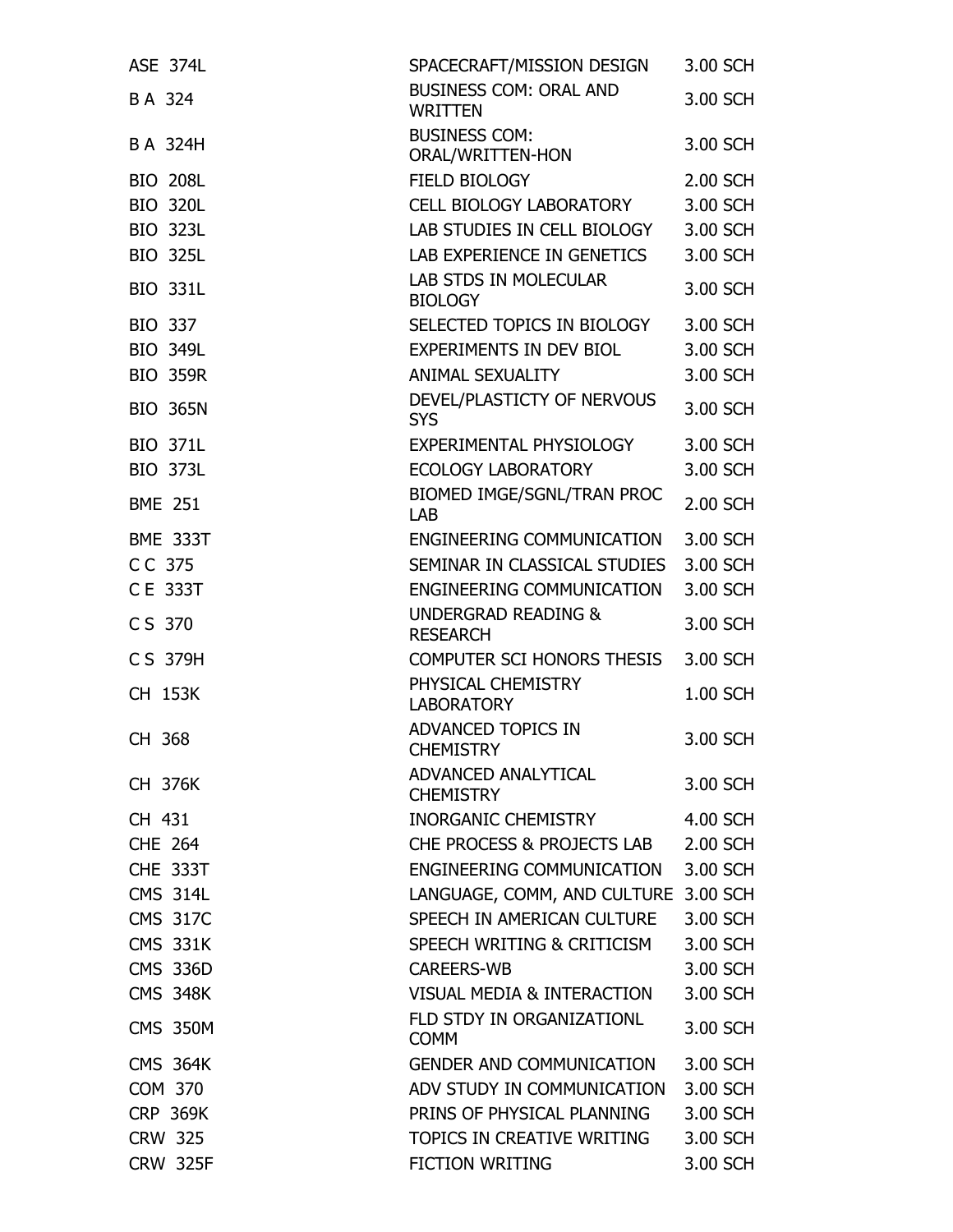| | | |
|---|---|---|
| ASE 374L | SPACECRAFT/MISSION DESIGN | 3.00 SCH |
| B A 324 | BUSINESS COM: ORAL AND WRITTEN | 3.00 SCH |
| B A 324H | BUSINESS COM: ORAL/WRITTEN-HON | 3.00 SCH |
| BIO 208L | FIELD BIOLOGY | 2.00 SCH |
| BIO 320L | CELL BIOLOGY LABORATORY | 3.00 SCH |
| BIO 323L | LAB STUDIES IN CELL BIOLOGY | 3.00 SCH |
| BIO 325L | LAB EXPERIENCE IN GENETICS | 3.00 SCH |
| BIO 331L | LAB STDS IN MOLECULAR BIOLOGY | 3.00 SCH |
| BIO 337 | SELECTED TOPICS IN BIOLOGY | 3.00 SCH |
| BIO 349L | EXPERIMENTS IN DEV BIOL | 3.00 SCH |
| BIO 359R | ANIMAL SEXUALITY | 3.00 SCH |
| BIO 365N | DEVEL/PLASTICTY OF NERVOUS SYS | 3.00 SCH |
| BIO 371L | EXPERIMENTAL PHYSIOLOGY | 3.00 SCH |
| BIO 373L | ECOLOGY LABORATORY | 3.00 SCH |
| BME 251 | BIOMED IMGE/SGNL/TRAN PROC LAB | 2.00 SCH |
| BME 333T | ENGINEERING COMMUNICATION | 3.00 SCH |
| C C 375 | SEMINAR IN CLASSICAL STUDIES | 3.00 SCH |
| C E 333T | ENGINEERING COMMUNICATION | 3.00 SCH |
| C S 370 | UNDERGRAD READING & RESEARCH | 3.00 SCH |
| C S 379H | COMPUTER SCI HONORS THESIS | 3.00 SCH |
| CH 153K | PHYSICAL CHEMISTRY LABORATORY | 1.00 SCH |
| CH 368 | ADVANCED TOPICS IN CHEMISTRY | 3.00 SCH |
| CH 376K | ADVANCED ANALYTICAL CHEMISTRY | 3.00 SCH |
| CH 431 | INORGANIC CHEMISTRY | 4.00 SCH |
| CHE 264 | CHE PROCESS & PROJECTS LAB | 2.00 SCH |
| CHE 333T | ENGINEERING COMMUNICATION | 3.00 SCH |
| CMS 314L | LANGUAGE, COMM, AND CULTURE | 3.00 SCH |
| CMS 317C | SPEECH IN AMERICAN CULTURE | 3.00 SCH |
| CMS 331K | SPEECH WRITING & CRITICISM | 3.00 SCH |
| CMS 336D | CAREERS-WB | 3.00 SCH |
| CMS 348K | VISUAL MEDIA & INTERACTION | 3.00 SCH |
| CMS 350M | FLD STDY IN ORGANIZATIONL COMM | 3.00 SCH |
| CMS 364K | GENDER AND COMMUNICATION | 3.00 SCH |
| COM 370 | ADV STUDY IN COMMUNICATION | 3.00 SCH |
| CRP 369K | PRINS OF PHYSICAL PLANNING | 3.00 SCH |
| CRW 325 | TOPICS IN CREATIVE WRITING | 3.00 SCH |
| CRW 325F | FICTION WRITING | 3.00 SCH |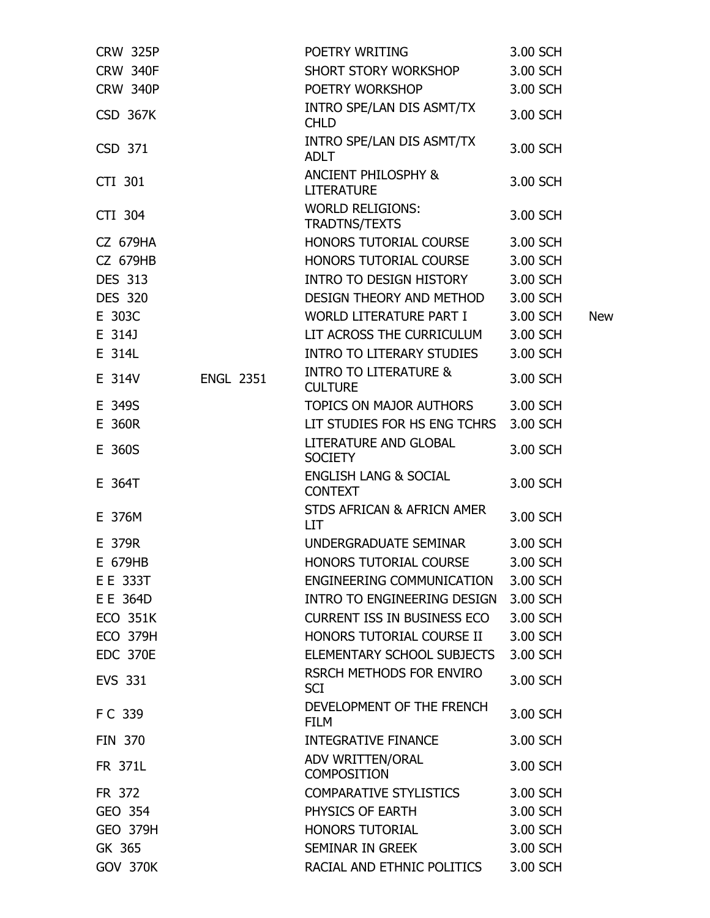| | | | | |
|---|---|---|---|---|
| CRW 325P | | POETRY WRITING | 3.00 SCH | |
| CRW 340F | | SHORT STORY WORKSHOP | 3.00 SCH | |
| CRW 340P | | POETRY WORKSHOP | 3.00 SCH | |
| CSD 367K | | INTRO SPE/LAN DIS ASMT/TX CHLD | 3.00 SCH | |
| CSD 371 | | INTRO SPE/LAN DIS ASMT/TX ADLT | 3.00 SCH | |
| CTI 301 | | ANCIENT PHILOSPHY & LITERATURE | 3.00 SCH | |
| CTI 304 | | WORLD RELIGIONS: TRADTNS/TEXTS | 3.00 SCH | |
| CZ 679HA | | HONORS TUTORIAL COURSE | 3.00 SCH | |
| CZ 679HB | | HONORS TUTORIAL COURSE | 3.00 SCH | |
| DES 313 | | INTRO TO DESIGN HISTORY | 3.00 SCH | |
| DES 320 | | DESIGN THEORY AND METHOD | 3.00 SCH | |
| E 303C | | WORLD LITERATURE PART I | 3.00 SCH | New |
| E 314J | | LIT ACROSS THE CURRICULUM | 3.00 SCH | |
| E 314L | | INTRO TO LITERARY STUDIES | 3.00 SCH | |
| E 314V | ENGL 2351 | INTRO TO LITERATURE & CULTURE | 3.00 SCH | |
| E 349S | | TOPICS ON MAJOR AUTHORS | 3.00 SCH | |
| E 360R | | LIT STUDIES FOR HS ENG TCHRS | 3.00 SCH | |
| E 360S | | LITERATURE AND GLOBAL SOCIETY | 3.00 SCH | |
| E 364T | | ENGLISH LANG & SOCIAL CONTEXT | 3.00 SCH | |
| E 376M | | STDS AFRICAN & AFRICN AMER LIT | 3.00 SCH | |
| E 379R | | UNDERGRADUATE SEMINAR | 3.00 SCH | |
| E 679HB | | HONORS TUTORIAL COURSE | 3.00 SCH | |
| E E 333T | | ENGINEERING COMMUNICATION | 3.00 SCH | |
| E E 364D | | INTRO TO ENGINEERING DESIGN | 3.00 SCH | |
| ECO 351K | | CURRENT ISS IN BUSINESS ECO | 3.00 SCH | |
| ECO 379H | | HONORS TUTORIAL COURSE II | 3.00 SCH | |
| EDC 370E | | ELEMENTARY SCHOOL SUBJECTS | 3.00 SCH | |
| EVS 331 | | RSRCH METHODS FOR ENVIRO SCI | 3.00 SCH | |
| F C 339 | | DEVELOPMENT OF THE FRENCH FILM | 3.00 SCH | |
| FIN 370 | | INTEGRATIVE FINANCE | 3.00 SCH | |
| FR 371L | | ADV WRITTEN/ORAL COMPOSITION | 3.00 SCH | |
| FR 372 | | COMPARATIVE STYLISTICS | 3.00 SCH | |
| GEO 354 | | PHYSICS OF EARTH | 3.00 SCH | |
| GEO 379H | | HONORS TUTORIAL | 3.00 SCH | |
| GK 365 | | SEMINAR IN GREEK | 3.00 SCH | |
| GOV 370K | | RACIAL AND ETHNIC POLITICS | 3.00 SCH | |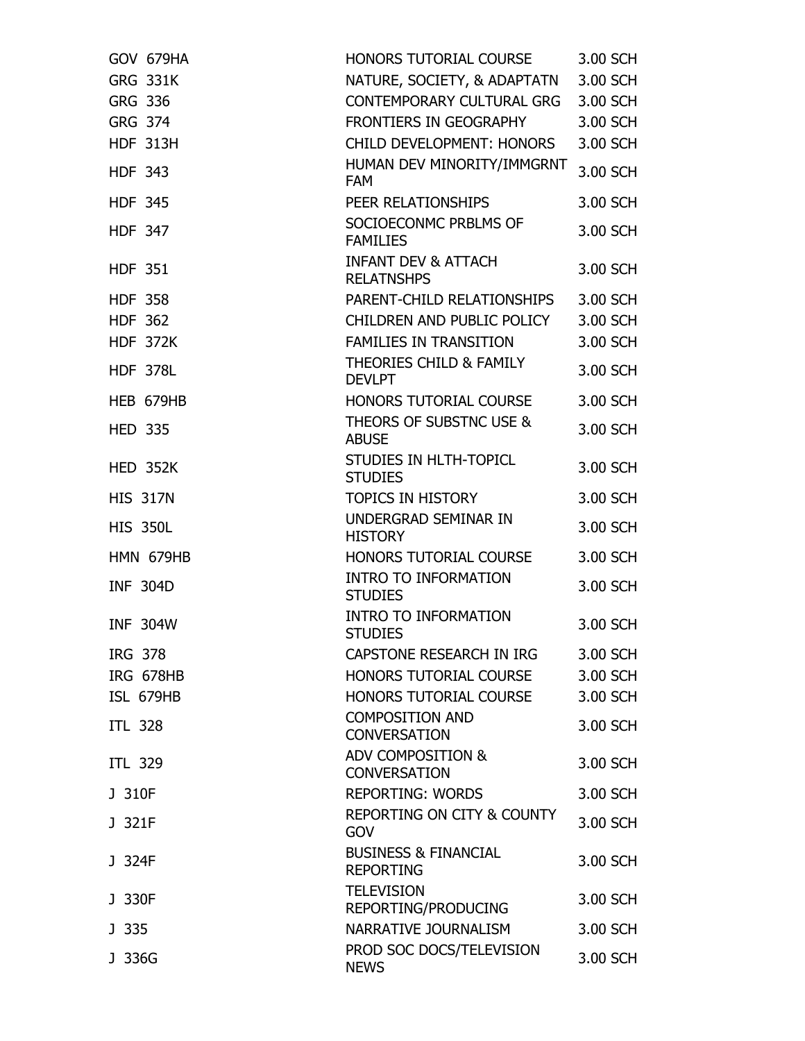| | | |
|---|---|---|
| GOV 679HA | HONORS TUTORIAL COURSE | 3.00 SCH |
| GRG 331K | NATURE, SOCIETY, & ADAPTATN | 3.00 SCH |
| GRG 336 | CONTEMPORARY CULTURAL GRG | 3.00 SCH |
| GRG 374 | FRONTIERS IN GEOGRAPHY | 3.00 SCH |
| HDF 313H | CHILD DEVELOPMENT: HONORS | 3.00 SCH |
| HDF 343 | HUMAN DEV MINORITY/IMMGRNT FAM | 3.00 SCH |
| HDF 345 | PEER RELATIONSHIPS | 3.00 SCH |
| HDF 347 | SOCIOECONMC PRBLMS OF FAMILIES | 3.00 SCH |
| HDF 351 | INFANT DEV & ATTACH RELATNSHPS | 3.00 SCH |
| HDF 358 | PARENT-CHILD RELATIONSHIPS | 3.00 SCH |
| HDF 362 | CHILDREN AND PUBLIC POLICY | 3.00 SCH |
| HDF 372K | FAMILIES IN TRANSITION | 3.00 SCH |
| HDF 378L | THEORIES CHILD & FAMILY DEVLPT | 3.00 SCH |
| HEB 679HB | HONORS TUTORIAL COURSE | 3.00 SCH |
| HED 335 | THEORS OF SUBSTNC USE & ABUSE | 3.00 SCH |
| HED 352K | STUDIES IN HLTH-TOPICL STUDIES | 3.00 SCH |
| HIS 317N | TOPICS IN HISTORY | 3.00 SCH |
| HIS 350L | UNDERGRAD SEMINAR IN HISTORY | 3.00 SCH |
| HMN 679HB | HONORS TUTORIAL COURSE | 3.00 SCH |
| INF 304D | INTRO TO INFORMATION STUDIES | 3.00 SCH |
| INF 304W | INTRO TO INFORMATION STUDIES | 3.00 SCH |
| IRG 378 | CAPSTONE RESEARCH IN IRG | 3.00 SCH |
| IRG 678HB | HONORS TUTORIAL COURSE | 3.00 SCH |
| ISL 679HB | HONORS TUTORIAL COURSE | 3.00 SCH |
| ITL 328 | COMPOSITION AND CONVERSATION | 3.00 SCH |
| ITL 329 | ADV COMPOSITION & CONVERSATION | 3.00 SCH |
| J 310F | REPORTING: WORDS | 3.00 SCH |
| J 321F | REPORTING ON CITY & COUNTY GOV | 3.00 SCH |
| J 324F | BUSINESS & FINANCIAL REPORTING | 3.00 SCH |
| J 330F | TELEVISION REPORTING/PRODUCING | 3.00 SCH |
| J 335 | NARRATIVE JOURNALISM | 3.00 SCH |
| J 336G | PROD SOC DOCS/TELEVISION NEWS | 3.00 SCH |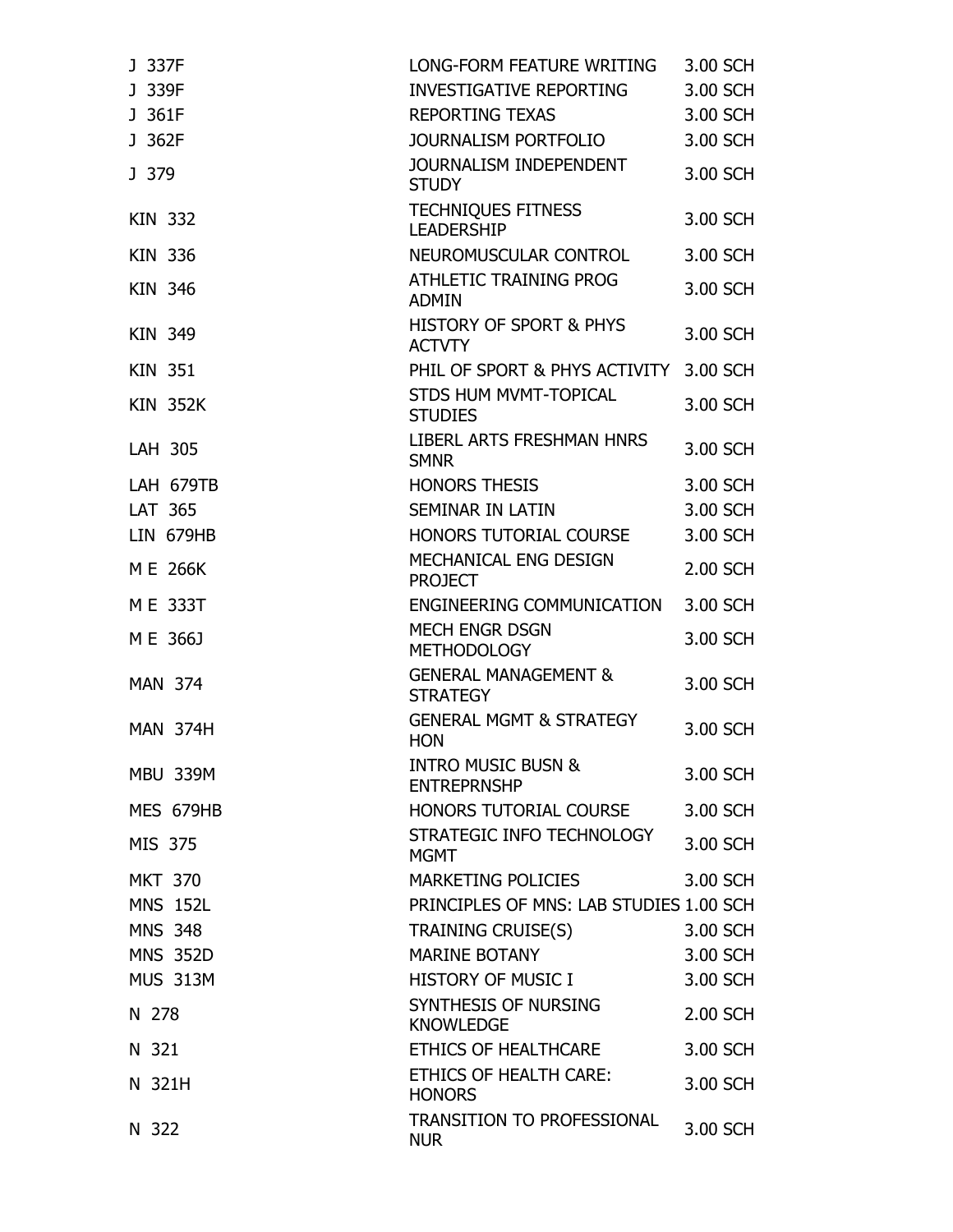| | | |
|---|---|---|
| J 337F | LONG-FORM FEATURE WRITING | 3.00 SCH |
| J 339F | INVESTIGATIVE REPORTING | 3.00 SCH |
| J 361F | REPORTING TEXAS | 3.00 SCH |
| J 362F | JOURNALISM PORTFOLIO | 3.00 SCH |
| J 379 | JOURNALISM INDEPENDENT STUDY | 3.00 SCH |
| KIN 332 | TECHNIQUES FITNESS LEADERSHIP | 3.00 SCH |
| KIN 336 | NEUROMUSCULAR CONTROL | 3.00 SCH |
| KIN 346 | ATHLETIC TRAINING PROG ADMIN | 3.00 SCH |
| KIN 349 | HISTORY OF SPORT & PHYS ACTVTY | 3.00 SCH |
| KIN 351 | PHIL OF SPORT & PHYS ACTIVITY | 3.00 SCH |
| KIN 352K | STDS HUM MVMT-TOPICAL STUDIES | 3.00 SCH |
| LAH 305 | LIBERL ARTS FRESHMAN HNRS SMNR | 3.00 SCH |
| LAH 679TB | HONORS THESIS | 3.00 SCH |
| LAT 365 | SEMINAR IN LATIN | 3.00 SCH |
| LIN 679HB | HONORS TUTORIAL COURSE | 3.00 SCH |
| M E 266K | MECHANICAL ENG DESIGN PROJECT | 2.00 SCH |
| M E 333T | ENGINEERING COMMUNICATION | 3.00 SCH |
| M E 366J | MECH ENGR DSGN METHODOLOGY | 3.00 SCH |
| MAN 374 | GENERAL MANAGEMENT & STRATEGY | 3.00 SCH |
| MAN 374H | GENERAL MGMT & STRATEGY HON | 3.00 SCH |
| MBU 339M | INTRO MUSIC BUSN & ENTREPRNSHP | 3.00 SCH |
| MES 679HB | HONORS TUTORIAL COURSE | 3.00 SCH |
| MIS 375 | STRATEGIC INFO TECHNOLOGY MGMT | 3.00 SCH |
| MKT 370 | MARKETING POLICIES | 3.00 SCH |
| MNS 152L | PRINCIPLES OF MNS: LAB STUDIES | 1.00 SCH |
| MNS 348 | TRAINING CRUISE(S) | 3.00 SCH |
| MNS 352D | MARINE BOTANY | 3.00 SCH |
| MUS 313M | HISTORY OF MUSIC I | 3.00 SCH |
| N 278 | SYNTHESIS OF NURSING KNOWLEDGE | 2.00 SCH |
| N 321 | ETHICS OF HEALTHCARE | 3.00 SCH |
| N 321H | ETHICS OF HEALTH CARE: HONORS | 3.00 SCH |
| N 322 | TRANSITION TO PROFESSIONAL NUR | 3.00 SCH |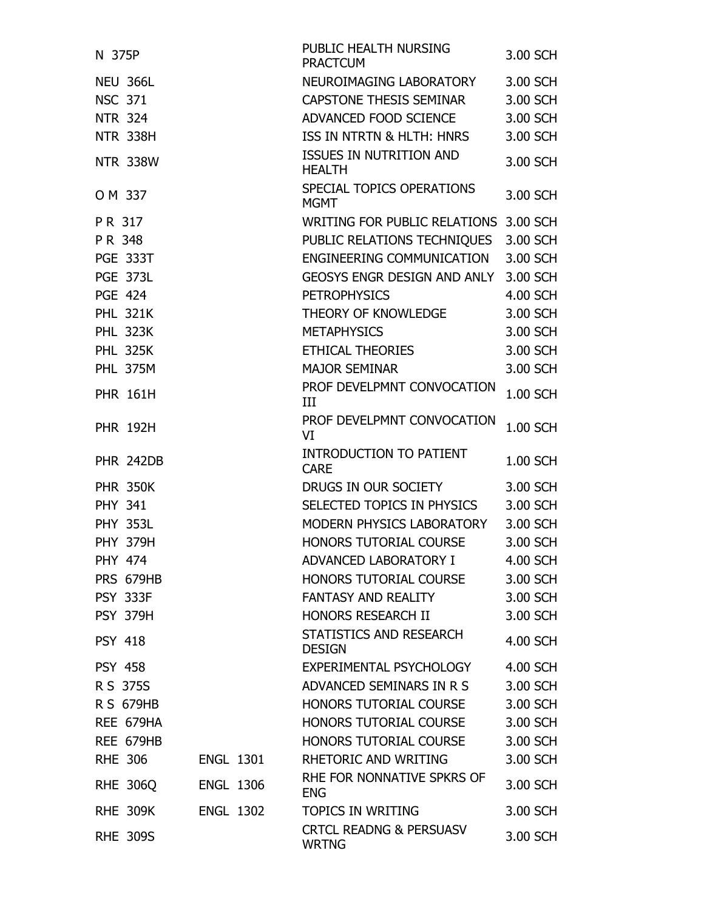| | | | |
|---|---|---|---|
| N 375P | | PUBLIC HEALTH NURSING PRACTCUM | 3.00 SCH |
| NEU 366L | | NEUROIMAGING LABORATORY | 3.00 SCH |
| NSC 371 | | CAPSTONE THESIS SEMINAR | 3.00 SCH |
| NTR 324 | | ADVANCED FOOD SCIENCE | 3.00 SCH |
| NTR 338H | | ISS IN NTRTN & HLTH: HNRS | 3.00 SCH |
| NTR 338W | | ISSUES IN NUTRITION AND HEALTH | 3.00 SCH |
| O M 337 | | SPECIAL TOPICS OPERATIONS MGMT | 3.00 SCH |
| P R 317 | | WRITING FOR PUBLIC RELATIONS | 3.00 SCH |
| P R 348 | | PUBLIC RELATIONS TECHNIQUES | 3.00 SCH |
| PGE 333T | | ENGINEERING COMMUNICATION | 3.00 SCH |
| PGE 373L | | GEOSYS ENGR DESIGN AND ANLY | 3.00 SCH |
| PGE 424 | | PETROPHYSICS | 4.00 SCH |
| PHL 321K | | THEORY OF KNOWLEDGE | 3.00 SCH |
| PHL 323K | | METAPHYSICS | 3.00 SCH |
| PHL 325K | | ETHICAL THEORIES | 3.00 SCH |
| PHL 375M | | MAJOR SEMINAR | 3.00 SCH |
| PHR 161H | | PROF DEVELPMNT CONVOCATION III | 1.00 SCH |
| PHR 192H | | PROF DEVELPMNT CONVOCATION VI | 1.00 SCH |
| PHR 242DB | | INTRODUCTION TO PATIENT CARE | 1.00 SCH |
| PHR 350K | | DRUGS IN OUR SOCIETY | 3.00 SCH |
| PHY 341 | | SELECTED TOPICS IN PHYSICS | 3.00 SCH |
| PHY 353L | | MODERN PHYSICS LABORATORY | 3.00 SCH |
| PHY 379H | | HONORS TUTORIAL COURSE | 3.00 SCH |
| PHY 474 | | ADVANCED LABORATORY I | 4.00 SCH |
| PRS 679HB | | HONORS TUTORIAL COURSE | 3.00 SCH |
| PSY 333F | | FANTASY AND REALITY | 3.00 SCH |
| PSY 379H | | HONORS RESEARCH II | 3.00 SCH |
| PSY 418 | | STATISTICS AND RESEARCH DESIGN | 4.00 SCH |
| PSY 458 | | EXPERIMENTAL PSYCHOLOGY | 4.00 SCH |
| R S 375S | | ADVANCED SEMINARS IN R S | 3.00 SCH |
| R S 679HB | | HONORS TUTORIAL COURSE | 3.00 SCH |
| REE 679HA | | HONORS TUTORIAL COURSE | 3.00 SCH |
| REE 679HB | | HONORS TUTORIAL COURSE | 3.00 SCH |
| RHE 306 | ENGL 1301 | RHETORIC AND WRITING | 3.00 SCH |
| RHE 306Q | ENGL 1306 | RHE FOR NONNATIVE SPKRS OF ENG | 3.00 SCH |
| RHE 309K | ENGL 1302 | TOPICS IN WRITING | 3.00 SCH |
| RHE 309S | | CRTCL READNG & PERSUASV WRTNG | 3.00 SCH |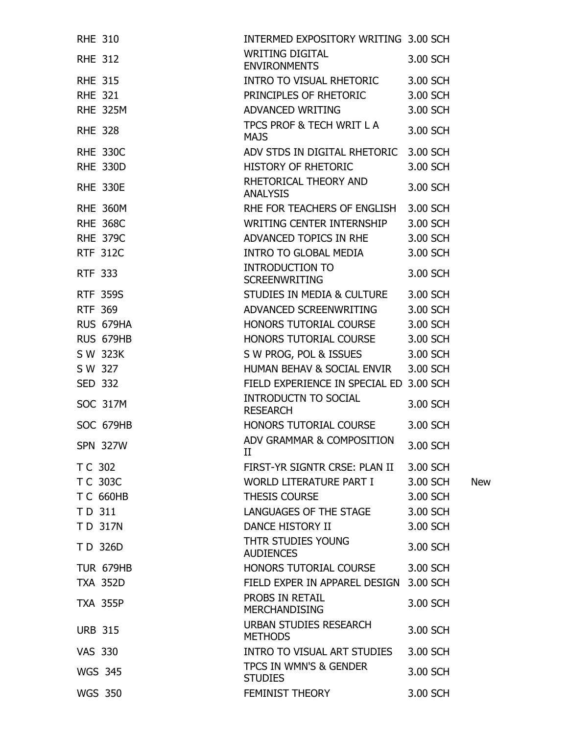| | | | |
|---|---|---|---|
| RHE 310 | INTERMED EXPOSITORY WRITING | 3.00 SCH | |
| RHE 312 | WRITING DIGITAL ENVIRONMENTS | 3.00 SCH | |
| RHE 315 | INTRO TO VISUAL RHETORIC | 3.00 SCH | |
| RHE 321 | PRINCIPLES OF RHETORIC | 3.00 SCH | |
| RHE 325M | ADVANCED WRITING | 3.00 SCH | |
| RHE 328 | TPCS PROF & TECH WRIT L A MAJS | 3.00 SCH | |
| RHE 330C | ADV STDS IN DIGITAL RHETORIC | 3.00 SCH | |
| RHE 330D | HISTORY OF RHETORIC | 3.00 SCH | |
| RHE 330E | RHETORICAL THEORY AND ANALYSIS | 3.00 SCH | |
| RHE 360M | RHE FOR TEACHERS OF ENGLISH | 3.00 SCH | |
| RHE 368C | WRITING CENTER INTERNSHIP | 3.00 SCH | |
| RHE 379C | ADVANCED TOPICS IN RHE | 3.00 SCH | |
| RTF 312C | INTRO TO GLOBAL MEDIA | 3.00 SCH | |
| RTF 333 | INTRODUCTION TO SCREENWRITING | 3.00 SCH | |
| RTF 359S | STUDIES IN MEDIA & CULTURE | 3.00 SCH | |
| RTF 369 | ADVANCED SCREENWRITING | 3.00 SCH | |
| RUS 679HA | HONORS TUTORIAL COURSE | 3.00 SCH | |
| RUS 679HB | HONORS TUTORIAL COURSE | 3.00 SCH | |
| S W 323K | S W PROG, POL & ISSUES | 3.00 SCH | |
| S W 327 | HUMAN BEHAV & SOCIAL ENVIR | 3.00 SCH | |
| SED 332 | FIELD EXPERIENCE IN SPECIAL ED | 3.00 SCH | |
| SOC 317M | INTRODUCTN TO SOCIAL RESEARCH | 3.00 SCH | |
| SOC 679HB | HONORS TUTORIAL COURSE | 3.00 SCH | |
| SPN 327W | ADV GRAMMAR & COMPOSITION II | 3.00 SCH | |
| T C 302 | FIRST-YR SIGNTR CRSE: PLAN II | 3.00 SCH | |
| T C 303C | WORLD LITERATURE PART I | 3.00 SCH | New |
| T C 660HB | THESIS COURSE | 3.00 SCH | |
| T D 311 | LANGUAGES OF THE STAGE | 3.00 SCH | |
| T D 317N | DANCE HISTORY II | 3.00 SCH | |
| T D 326D | THTR STUDIES YOUNG AUDIENCES | 3.00 SCH | |
| TUR 679HB | HONORS TUTORIAL COURSE | 3.00 SCH | |
| TXA 352D | FIELD EXPER IN APPAREL DESIGN | 3.00 SCH | |
| TXA 355P | PROBS IN RETAIL MERCHANDISING | 3.00 SCH | |
| URB 315 | URBAN STUDIES RESEARCH METHODS | 3.00 SCH | |
| VAS 330 | INTRO TO VISUAL ART STUDIES | 3.00 SCH | |
| WGS 345 | TPCS IN WMN'S & GENDER STUDIES | 3.00 SCH | |
| WGS 350 | FEMINIST THEORY | 3.00 SCH | |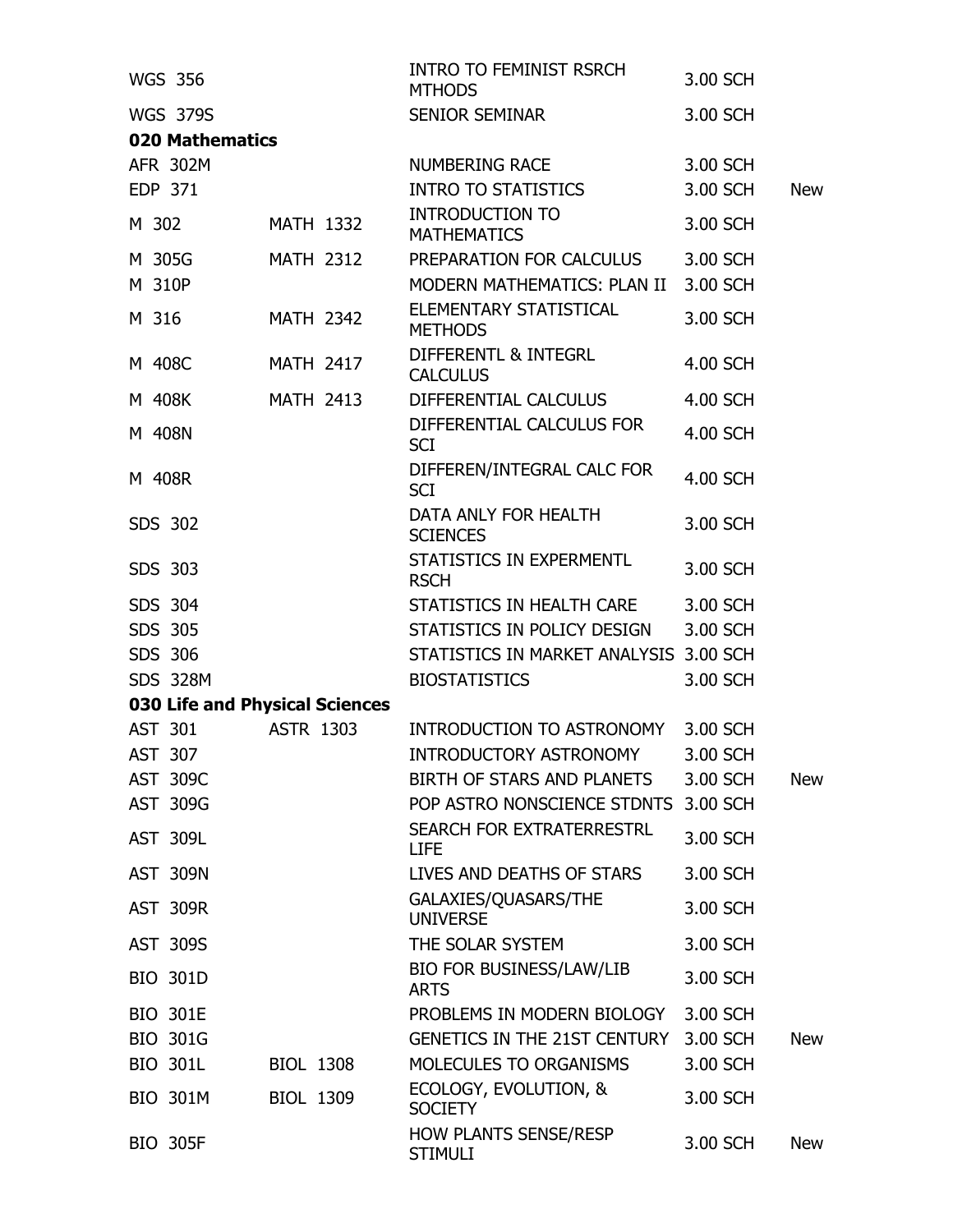| | | | | |
|---|---|---|---|---|
| WGS 356 | | INTRO TO FEMINIST RSRCH MTHODS | 3.00 SCH | |
| WGS 379S | | SENIOR SEMINAR | 3.00 SCH | |
| **020 Mathematics** | | | | |
| AFR 302M | | NUMBERING RACE | 3.00 SCH | |
| EDP 371 | | INTRO TO STATISTICS | 3.00 SCH | New |
| M 302 | MATH 1332 | INTRODUCTION TO MATHEMATICS | 3.00 SCH | |
| M 305G | MATH 2312 | PREPARATION FOR CALCULUS | 3.00 SCH | |
| M 310P | | MODERN MATHEMATICS: PLAN II | 3.00 SCH | |
| M 316 | MATH 2342 | ELEMENTARY STATISTICAL METHODS | 3.00 SCH | |
| M 408C | MATH 2417 | DIFFERENTL & INTEGRL CALCULUS | 4.00 SCH | |
| M 408K | MATH 2413 | DIFFERENTIAL CALCULUS | 4.00 SCH | |
| M 408N | | DIFFERENTIAL CALCULUS FOR SCI | 4.00 SCH | |
| M 408R | | DIFFEREN/INTEGRAL CALC FOR SCI | 4.00 SCH | |
| SDS 302 | | DATA ANLY FOR HEALTH SCIENCES | 3.00 SCH | |
| SDS 303 | | STATISTICS IN EXPERMENTL RSCH | 3.00 SCH | |
| SDS 304 | | STATISTICS IN HEALTH CARE | 3.00 SCH | |
| SDS 305 | | STATISTICS IN POLICY DESIGN | 3.00 SCH | |
| SDS 306 | | STATISTICS IN MARKET ANALYSIS | 3.00 SCH | |
| SDS 328M | | BIOSTATISTICS | 3.00 SCH | |
| **030 Life and Physical Sciences** | | | | |
| AST 301 | ASTR 1303 | INTRODUCTION TO ASTRONOMY | 3.00 SCH | |
| AST 307 | | INTRODUCTORY ASTRONOMY | 3.00 SCH | |
| AST 309C | | BIRTH OF STARS AND PLANETS | 3.00 SCH | New |
| AST 309G | | POP ASTRO NONSCIENCE STDNTS | 3.00 SCH | |
| AST 309L | | SEARCH FOR EXTRATERRESTRL LIFE | 3.00 SCH | |
| AST 309N | | LIVES AND DEATHS OF STARS | 3.00 SCH | |
| AST 309R | | GALAXIES/QUASARS/THE UNIVERSE | 3.00 SCH | |
| AST 309S | | THE SOLAR SYSTEM | 3.00 SCH | |
| BIO 301D | | BIO FOR BUSINESS/LAW/LIB ARTS | 3.00 SCH | |
| BIO 301E | | PROBLEMS IN MODERN BIOLOGY | 3.00 SCH | |
| BIO 301G | | GENETICS IN THE 21ST CENTURY | 3.00 SCH | New |
| BIO 301L | BIOL 1308 | MOLECULES TO ORGANISMS | 3.00 SCH | |
| BIO 301M | BIOL 1309 | ECOLOGY, EVOLUTION, & SOCIETY | 3.00 SCH | |
| BIO 305F | | HOW PLANTS SENSE/RESP STIMULI | 3.00 SCH | New |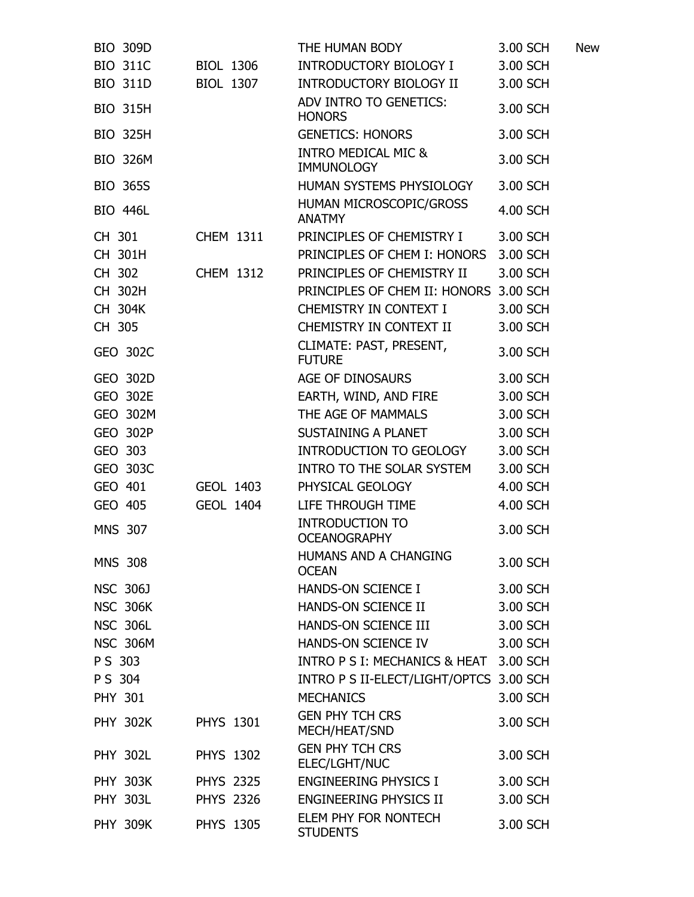| | | | | |
|---|---|---|---|---|
| BIO 309D | | THE HUMAN BODY | 3.00 SCH | New |
| BIO 311C | BIOL 1306 | INTRODUCTORY BIOLOGY I | 3.00 SCH | |
| BIO 311D | BIOL 1307 | INTRODUCTORY BIOLOGY II | 3.00 SCH | |
| BIO 315H | | ADV INTRO TO GENETICS: HONORS | 3.00 SCH | |
| BIO 325H | | GENETICS: HONORS | 3.00 SCH | |
| BIO 326M | | INTRO MEDICAL MIC & IMMUNOLOGY | 3.00 SCH | |
| BIO 365S | | HUMAN SYSTEMS PHYSIOLOGY | 3.00 SCH | |
| BIO 446L | | HUMAN MICROSCOPIC/GROSS ANATMY | 4.00 SCH | |
| CH 301 | CHEM 1311 | PRINCIPLES OF CHEMISTRY I | 3.00 SCH | |
| CH 301H | | PRINCIPLES OF CHEM I: HONORS | 3.00 SCH | |
| CH 302 | CHEM 1312 | PRINCIPLES OF CHEMISTRY II | 3.00 SCH | |
| CH 302H | | PRINCIPLES OF CHEM II: HONORS | 3.00 SCH | |
| CH 304K | | CHEMISTRY IN CONTEXT I | 3.00 SCH | |
| CH 305 | | CHEMISTRY IN CONTEXT II | 3.00 SCH | |
| GEO 302C | | CLIMATE: PAST, PRESENT, FUTURE | 3.00 SCH | |
| GEO 302D | | AGE OF DINOSAURS | 3.00 SCH | |
| GEO 302E | | EARTH, WIND, AND FIRE | 3.00 SCH | |
| GEO 302M | | THE AGE OF MAMMALS | 3.00 SCH | |
| GEO 302P | | SUSTAINING A PLANET | 3.00 SCH | |
| GEO 303 | | INTRODUCTION TO GEOLOGY | 3.00 SCH | |
| GEO 303C | | INTRO TO THE SOLAR SYSTEM | 3.00 SCH | |
| GEO 401 | GEOL 1403 | PHYSICAL GEOLOGY | 4.00 SCH | |
| GEO 405 | GEOL 1404 | LIFE THROUGH TIME | 4.00 SCH | |
| MNS 307 | | INTRODUCTION TO OCEANOGRAPHY | 3.00 SCH | |
| MNS 308 | | HUMANS AND A CHANGING OCEAN | 3.00 SCH | |
| NSC 306J | | HANDS-ON SCIENCE I | 3.00 SCH | |
| NSC 306K | | HANDS-ON SCIENCE II | 3.00 SCH | |
| NSC 306L | | HANDS-ON SCIENCE III | 3.00 SCH | |
| NSC 306M | | HANDS-ON SCIENCE IV | 3.00 SCH | |
| P S 303 | | INTRO P S I: MECHANICS & HEAT | 3.00 SCH | |
| P S 304 | | INTRO P S II-ELECT/LIGHT/OPTCS | 3.00 SCH | |
| PHY 301 | | MECHANICS | 3.00 SCH | |
| PHY 302K | PHYS 1301 | GEN PHY TCH CRS MECH/HEAT/SND | 3.00 SCH | |
| PHY 302L | PHYS 1302 | GEN PHY TCH CRS ELEC/LGHT/NUC | 3.00 SCH | |
| PHY 303K | PHYS 2325 | ENGINEERING PHYSICS I | 3.00 SCH | |
| PHY 303L | PHYS 2326 | ENGINEERING PHYSICS II | 3.00 SCH | |
| PHY 309K | PHYS 1305 | ELEM PHY FOR NONTECH STUDENTS | 3.00 SCH | |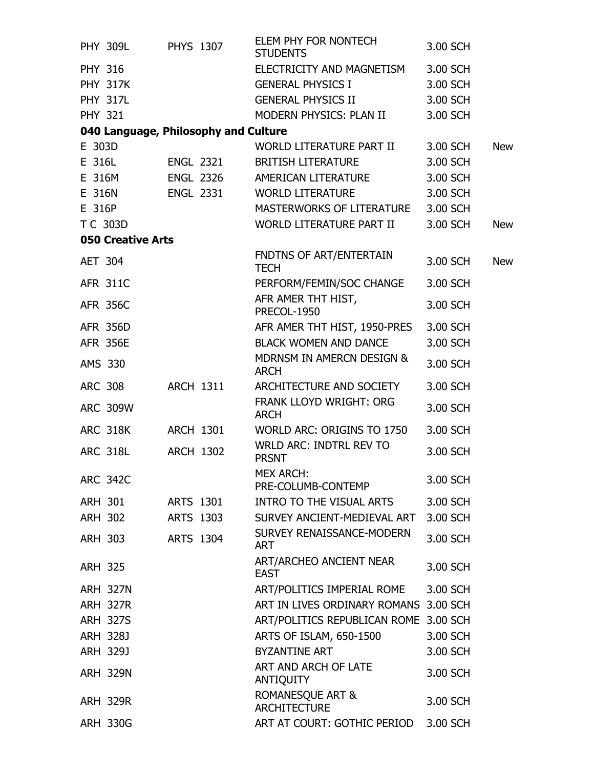| | | | | |
|---|---|---|---|---|
| PHY 309L | PHYS 1307 | ELEM PHY FOR NONTECH STUDENTS | 3.00 SCH | |
| PHY 316 | | ELECTRICITY AND MAGNETISM | 3.00 SCH | |
| PHY 317K | | GENERAL PHYSICS I | 3.00 SCH | |
| PHY 317L | | GENERAL PHYSICS II | 3.00 SCH | |
| PHY 321 | | MODERN PHYSICS: PLAN II | 3.00 SCH | |

**040 Language, Philosophy and Culture**

| | | | | |
|---|---|---|---|---|
| E 303D | | WORLD LITERATURE PART II | 3.00 SCH | New |
| E 316L | ENGL 2321 | BRITISH LITERATURE | 3.00 SCH | |
| E 316M | ENGL 2326 | AMERICAN LITERATURE | 3.00 SCH | |
| E 316N | ENGL 2331 | WORLD LITERATURE | 3.00 SCH | |
| E 316P | | MASTERWORKS OF LITERATURE | 3.00 SCH | |
| T C 303D | | WORLD LITERATURE PART II | 3.00 SCH | New |

**050 Creative Arts**

| | | | | |
|---|---|---|---|---|
| AET 304 | | FNDTNS OF ART/ENTERTAIN TECH | 3.00 SCH | New |
| AFR 311C | | PERFORM/FEMIN/SOC CHANGE | 3.00 SCH | |
| AFR 356C | | AFR AMER THT HIST, PRECOL-1950 | 3.00 SCH | |
| AFR 356D | | AFR AMER THT HIST, 1950-PRES | 3.00 SCH | |
| AFR 356E | | BLACK WOMEN AND DANCE | 3.00 SCH | |
| AMS 330 | | MDRNSM IN AMERCN DESIGN & ARCH | 3.00 SCH | |
| ARC 308 | ARCH 1311 | ARCHITECTURE AND SOCIETY | 3.00 SCH | |
| ARC 309W | | FRANK LLOYD WRIGHT: ORG ARCH | 3.00 SCH | |
| ARC 318K | ARCH 1301 | WORLD ARC: ORIGINS TO 1750 | 3.00 SCH | |
| ARC 318L | ARCH 1302 | WRLD ARC: INDTRL REV TO PRSNT | 3.00 SCH | |
| ARC 342C | | MEX ARCH: PRE-COLUMB-CONTEMP | 3.00 SCH | |
| ARH 301 | ARTS 1301 | INTRO TO THE VISUAL ARTS | 3.00 SCH | |
| ARH 302 | ARTS 1303 | SURVEY ANCIENT-MEDIEVAL ART | 3.00 SCH | |
| ARH 303 | ARTS 1304 | SURVEY RENAISSANCE-MODERN ART | 3.00 SCH | |
| ARH 325 | | ART/ARCHEO ANCIENT NEAR EAST | 3.00 SCH | |
| ARH 327N | | ART/POLITICS IMPERIAL ROME | 3.00 SCH | |
| ARH 327R | | ART IN LIVES ORDINARY ROMANS | 3.00 SCH | |
| ARH 327S | | ART/POLITICS REPUBLICAN ROME | 3.00 SCH | |
| ARH 328J | | ARTS OF ISLAM, 650-1500 | 3.00 SCH | |
| ARH 329J | | BYZANTINE ART | 3.00 SCH | |
| ARH 329N | | ART AND ARCH OF LATE ANTIQUITY | 3.00 SCH | |
| ARH 329R | | ROMANESQUE ART & ARCHITECTURE | 3.00 SCH | |
| ARH 330G | | ART AT COURT: GOTHIC PERIOD | 3.00 SCH | |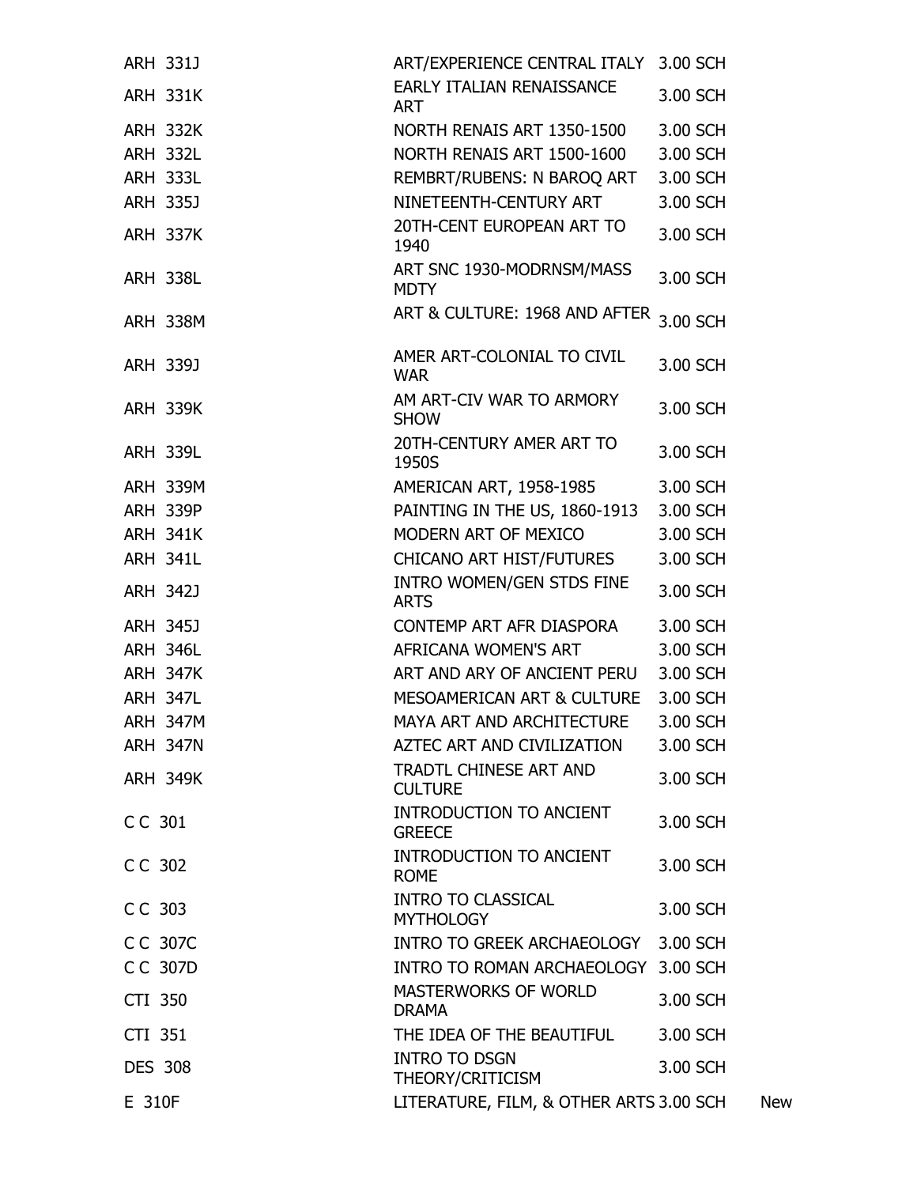| | | | |
|---|---|---|---|
| ARH 331J | ART/EXPERIENCE CENTRAL ITALY | 3.00 SCH | |
| ARH 331K | EARLY ITALIAN RENAISSANCE ART | 3.00 SCH | |
| ARH 332K | NORTH RENAIS ART 1350-1500 | 3.00 SCH | |
| ARH 332L | NORTH RENAIS ART 1500-1600 | 3.00 SCH | |
| ARH 333L | REMBRT/RUBENS: N BAROQ ART | 3.00 SCH | |
| ARH 335J | NINETEENTH-CENTURY ART | 3.00 SCH | |
| ARH 337K | 20TH-CENT EUROPEAN ART TO 1940 | 3.00 SCH | |
| ARH 338L | ART SNC 1930-MODRNSM/MASS MDTY | 3.00 SCH | |
| ARH 338M | ART & CULTURE: 1968 AND AFTER | 3.00 SCH | |
| ARH 339J | AMER ART-COLONIAL TO CIVIL WAR | 3.00 SCH | |
| ARH 339K | AM ART-CIV WAR TO ARMORY SHOW | 3.00 SCH | |
| ARH 339L | 20TH-CENTURY AMER ART TO 1950S | 3.00 SCH | |
| ARH 339M | AMERICAN ART, 1958-1985 | 3.00 SCH | |
| ARH 339P | PAINTING IN THE US, 1860-1913 | 3.00 SCH | |
| ARH 341K | MODERN ART OF MEXICO | 3.00 SCH | |
| ARH 341L | CHICANO ART HIST/FUTURES | 3.00 SCH | |
| ARH 342J | INTRO WOMEN/GEN STDS FINE ARTS | 3.00 SCH | |
| ARH 345J | CONTEMP ART AFR DIASPORA | 3.00 SCH | |
| ARH 346L | AFRICANA WOMEN'S ART | 3.00 SCH | |
| ARH 347K | ART AND ARY OF ANCIENT PERU | 3.00 SCH | |
| ARH 347L | MESOAMERICAN ART & CULTURE | 3.00 SCH | |
| ARH 347M | MAYA ART AND ARCHITECTURE | 3.00 SCH | |
| ARH 347N | AZTEC ART AND CIVILIZATION | 3.00 SCH | |
| ARH 349K | TRADTL CHINESE ART AND CULTURE | 3.00 SCH | |
| C C 301 | INTRODUCTION TO ANCIENT GREECE | 3.00 SCH | |
| C C 302 | INTRODUCTION TO ANCIENT ROME | 3.00 SCH | |
| C C 303 | INTRO TO CLASSICAL MYTHOLOGY | 3.00 SCH | |
| C C 307C | INTRO TO GREEK ARCHAEOLOGY | 3.00 SCH | |
| C C 307D | INTRO TO ROMAN ARCHAEOLOGY | 3.00 SCH | |
| CTI 350 | MASTERWORKS OF WORLD DRAMA | 3.00 SCH | |
| CTI 351 | THE IDEA OF THE BEAUTIFUL | 3.00 SCH | |
| DES 308 | INTRO TO DSGN THEORY/CRITICISM | 3.00 SCH | |
| E 310F | LITERATURE, FILM, & OTHER ARTS | 3.00 SCH | New |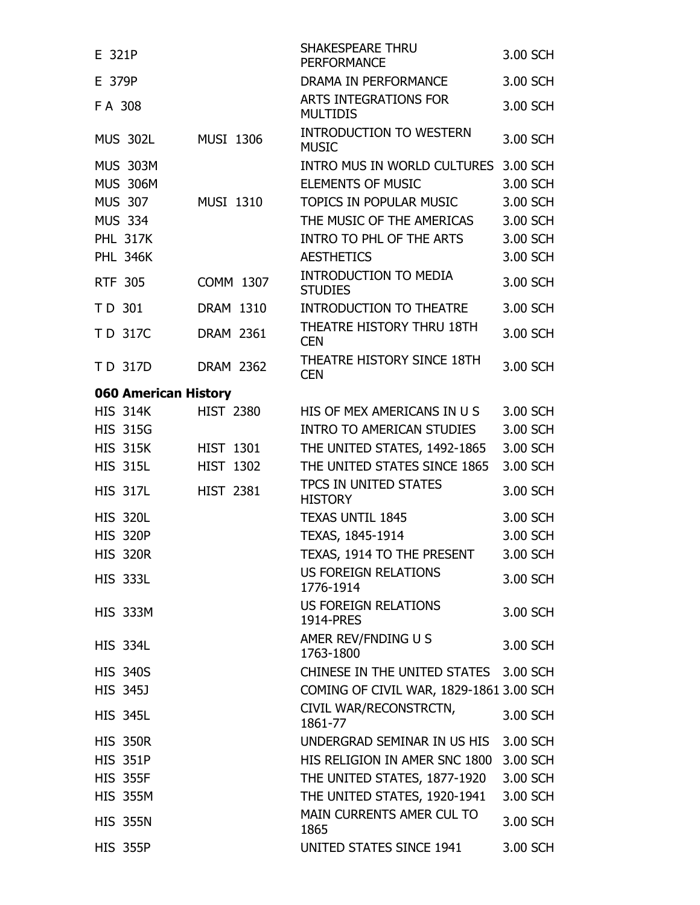| | | | |
|---|---|---|---|
| E 321P | | SHAKESPEARE THRU PERFORMANCE | 3.00 SCH |
| E 379P | | DRAMA IN PERFORMANCE | 3.00 SCH |
| F A 308 | | ARTS INTEGRATIONS FOR MULTIDIS | 3.00 SCH |
| MUS 302L | MUSI 1306 | INTRODUCTION TO WESTERN MUSIC | 3.00 SCH |
| MUS 303M | | INTRO MUS IN WORLD CULTURES | 3.00 SCH |
| MUS 306M | | ELEMENTS OF MUSIC | 3.00 SCH |
| MUS 307 | MUSI 1310 | TOPICS IN POPULAR MUSIC | 3.00 SCH |
| MUS 334 | | THE MUSIC OF THE AMERICAS | 3.00 SCH |
| PHL 317K | | INTRO TO PHL OF THE ARTS | 3.00 SCH |
| PHL 346K | | AESTHETICS | 3.00 SCH |
| RTF 305 | COMM 1307 | INTRODUCTION TO MEDIA STUDIES | 3.00 SCH |
| T D 301 | DRAM 1310 | INTRODUCTION TO THEATRE | 3.00 SCH |
| T D 317C | DRAM 2361 | THEATRE HISTORY THRU 18TH CEN | 3.00 SCH |
| T D 317D | DRAM 2362 | THEATRE HISTORY SINCE 18TH CEN | 3.00 SCH |
| **060 American History** | | | |
| HIS 314K | HIST 2380 | HIS OF MEX AMERICANS IN U S | 3.00 SCH |
| HIS 315G | | INTRO TO AMERICAN STUDIES | 3.00 SCH |
| HIS 315K | HIST 1301 | THE UNITED STATES, 1492-1865 | 3.00 SCH |
| HIS 315L | HIST 1302 | THE UNITED STATES SINCE 1865 | 3.00 SCH |
| HIS 317L | HIST 2381 | TPCS IN UNITED STATES HISTORY | 3.00 SCH |
| HIS 320L | | TEXAS UNTIL 1845 | 3.00 SCH |
| HIS 320P | | TEXAS, 1845-1914 | 3.00 SCH |
| HIS 320R | | TEXAS, 1914 TO THE PRESENT | 3.00 SCH |
| HIS 333L | | US FOREIGN RELATIONS 1776-1914 | 3.00 SCH |
| HIS 333M | | US FOREIGN RELATIONS 1914-PRES | 3.00 SCH |
| HIS 334L | | AMER REV/FNDING U S 1763-1800 | 3.00 SCH |
| HIS 340S | | CHINESE IN THE UNITED STATES | 3.00 SCH |
| HIS 345J | | COMING OF CIVIL WAR, 1829-1861 | 3.00 SCH |
| HIS 345L | | CIVIL WAR/RECONSTRCTN, 1861-77 | 3.00 SCH |
| HIS 350R | | UNDERGRAD SEMINAR IN US HIS | 3.00 SCH |
| HIS 351P | | HIS RELIGION IN AMER SNC 1800 | 3.00 SCH |
| HIS 355F | | THE UNITED STATES, 1877-1920 | 3.00 SCH |
| HIS 355M | | THE UNITED STATES, 1920-1941 | 3.00 SCH |
| HIS 355N | | MAIN CURRENTS AMER CUL TO 1865 | 3.00 SCH |
| HIS 355P | | UNITED STATES SINCE 1941 | 3.00 SCH |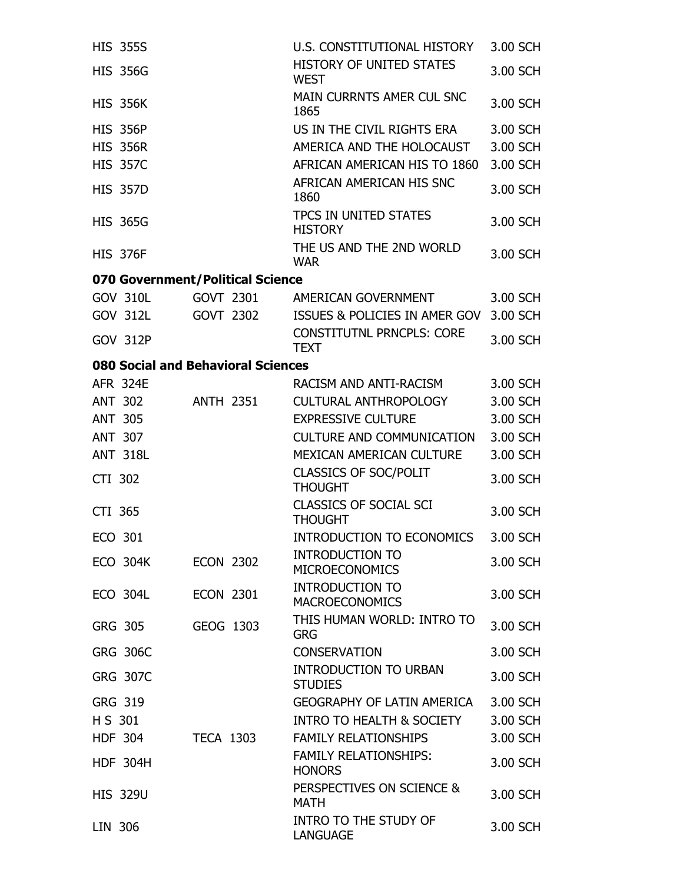| | | | |
|---|---|---|---|
| HIS 355S | | U.S. CONSTITUTIONAL HISTORY | 3.00 SCH |
| HIS 356G | | HISTORY OF UNITED STATES WEST | 3.00 SCH |
| HIS 356K | | MAIN CURRNTS AMER CUL SNC 1865 | 3.00 SCH |
| HIS 356P | | US IN THE CIVIL RIGHTS ERA | 3.00 SCH |
| HIS 356R | | AMERICA AND THE HOLOCAUST | 3.00 SCH |
| HIS 357C | | AFRICAN AMERICAN HIS TO 1860 | 3.00 SCH |
| HIS 357D | | AFRICAN AMERICAN HIS SNC 1860 | 3.00 SCH |
| HIS 365G | | TPCS IN UNITED STATES HISTORY | 3.00 SCH |
| HIS 376F | | THE US AND THE 2ND WORLD WAR | 3.00 SCH |

**070 Government/Political Science**

| | | | |
|---|---|---|---|
| GOV 310L | GOVT 2301 | AMERICAN GOVERNMENT | 3.00 SCH |
| GOV 312L | GOVT 2302 | ISSUES & POLICIES IN AMER GOV | 3.00 SCH |
| GOV 312P | | CONSTITUTNL PRNCPLS: CORE TEXT | 3.00 SCH |

**080 Social and Behavioral Sciences**

| | | | |
|---|---|---|---|
| AFR 324E | | RACISM AND ANTI-RACISM | 3.00 SCH |
| ANT 302 | ANTH 2351 | CULTURAL ANTHROPOLOGY | 3.00 SCH |
| ANT 305 | | EXPRESSIVE CULTURE | 3.00 SCH |
| ANT 307 | | CULTURE AND COMMUNICATION | 3.00 SCH |
| ANT 318L | | MEXICAN AMERICAN CULTURE | 3.00 SCH |
| CTI 302 | | CLASSICS OF SOC/POLIT THOUGHT | 3.00 SCH |
| CTI 365 | | CLASSICS OF SOCIAL SCI THOUGHT | 3.00 SCH |
| ECO 301 | | INTRODUCTION TO ECONOMICS | 3.00 SCH |
| ECO 304K | ECON 2302 | INTRODUCTION TO MICROECONOMICS | 3.00 SCH |
| ECO 304L | ECON 2301 | INTRODUCTION TO MACROECONOMICS | 3.00 SCH |
| GRG 305 | GEOG 1303 | THIS HUMAN WORLD: INTRO TO GRG | 3.00 SCH |
| GRG 306C | | CONSERVATION | 3.00 SCH |
| GRG 307C | | INTRODUCTION TO URBAN STUDIES | 3.00 SCH |
| GRG 319 | | GEOGRAPHY OF LATIN AMERICA | 3.00 SCH |
| H S 301 | | INTRO TO HEALTH & SOCIETY | 3.00 SCH |
| HDF 304 | TECA 1303 | FAMILY RELATIONSHIPS | 3.00 SCH |
| HDF 304H | | FAMILY RELATIONSHIPS: HONORS | 3.00 SCH |
| HIS 329U | | PERSPECTIVES ON SCIENCE & MATH | 3.00 SCH |
| LIN 306 | | INTRO TO THE STUDY OF LANGUAGE | 3.00 SCH |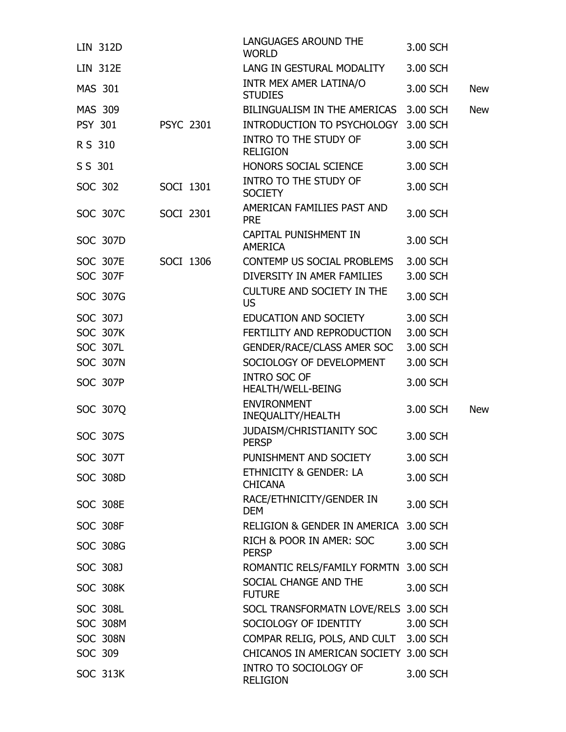| | | | | |
|---|---|---|---|---|
| LIN 312D | | LANGUAGES AROUND THE WORLD | 3.00 SCH | |
| LIN 312E | | LANG IN GESTURAL MODALITY | 3.00 SCH | |
| MAS 301 | | INTR MEX AMER LATINA/O STUDIES | 3.00 SCH | New |
| MAS 309 | | BILINGUALISM IN THE AMERICAS | 3.00 SCH | New |
| PSY 301 | PSYC 2301 | INTRODUCTION TO PSYCHOLOGY | 3.00 SCH | |
| R S 310 | | INTRO TO THE STUDY OF RELIGION | 3.00 SCH | |
| S S 301 | | HONORS SOCIAL SCIENCE | 3.00 SCH | |
| SOC 302 | SOCI 1301 | INTRO TO THE STUDY OF SOCIETY | 3.00 SCH | |
| SOC 307C | SOCI 2301 | AMERICAN FAMILIES PAST AND PRE | 3.00 SCH | |
| SOC 307D | | CAPITAL PUNISHMENT IN AMERICA | 3.00 SCH | |
| SOC 307E | SOCI 1306 | CONTEMP US SOCIAL PROBLEMS | 3.00 SCH | |
| SOC 307F | | DIVERSITY IN AMER FAMILIES | 3.00 SCH | |
| SOC 307G | | CULTURE AND SOCIETY IN THE US | 3.00 SCH | |
| SOC 307J | | EDUCATION AND SOCIETY | 3.00 SCH | |
| SOC 307K | | FERTILITY AND REPRODUCTION | 3.00 SCH | |
| SOC 307L | | GENDER/RACE/CLASS AMER SOC | 3.00 SCH | |
| SOC 307N | | SOCIOLOGY OF DEVELOPMENT | 3.00 SCH | |
| SOC 307P | | INTRO SOC OF HEALTH/WELL-BEING | 3.00 SCH | |
| SOC 307Q | | ENVIRONMENT INEQUALITY/HEALTH | 3.00 SCH | New |
| SOC 307S | | JUDAISM/CHRISTIANITY SOC PERSP | 3.00 SCH | |
| SOC 307T | | PUNISHMENT AND SOCIETY | 3.00 SCH | |
| SOC 308D | | ETHNICITY & GENDER: LA CHICANA | 3.00 SCH | |
| SOC 308E | | RACE/ETHNICITY/GENDER IN DEM | 3.00 SCH | |
| SOC 308F | | RELIGION & GENDER IN AMERICA | 3.00 SCH | |
| SOC 308G | | RICH & POOR IN AMER: SOC PERSP | 3.00 SCH | |
| SOC 308J | | ROMANTIC RELS/FAMILY FORMTN | 3.00 SCH | |
| SOC 308K | | SOCIAL CHANGE AND THE FUTURE | 3.00 SCH | |
| SOC 308L | | SOCL TRANSFORMATN LOVE/RELS | 3.00 SCH | |
| SOC 308M | | SOCIOLOGY OF IDENTITY | 3.00 SCH | |
| SOC 308N | | COMPAR RELIG, POLS, AND CULT | 3.00 SCH | |
| SOC 309 | | CHICANOS IN AMERICAN SOCIETY | 3.00 SCH | |
| SOC 313K | | INTRO TO SOCIOLOGY OF RELIGION | 3.00 SCH | |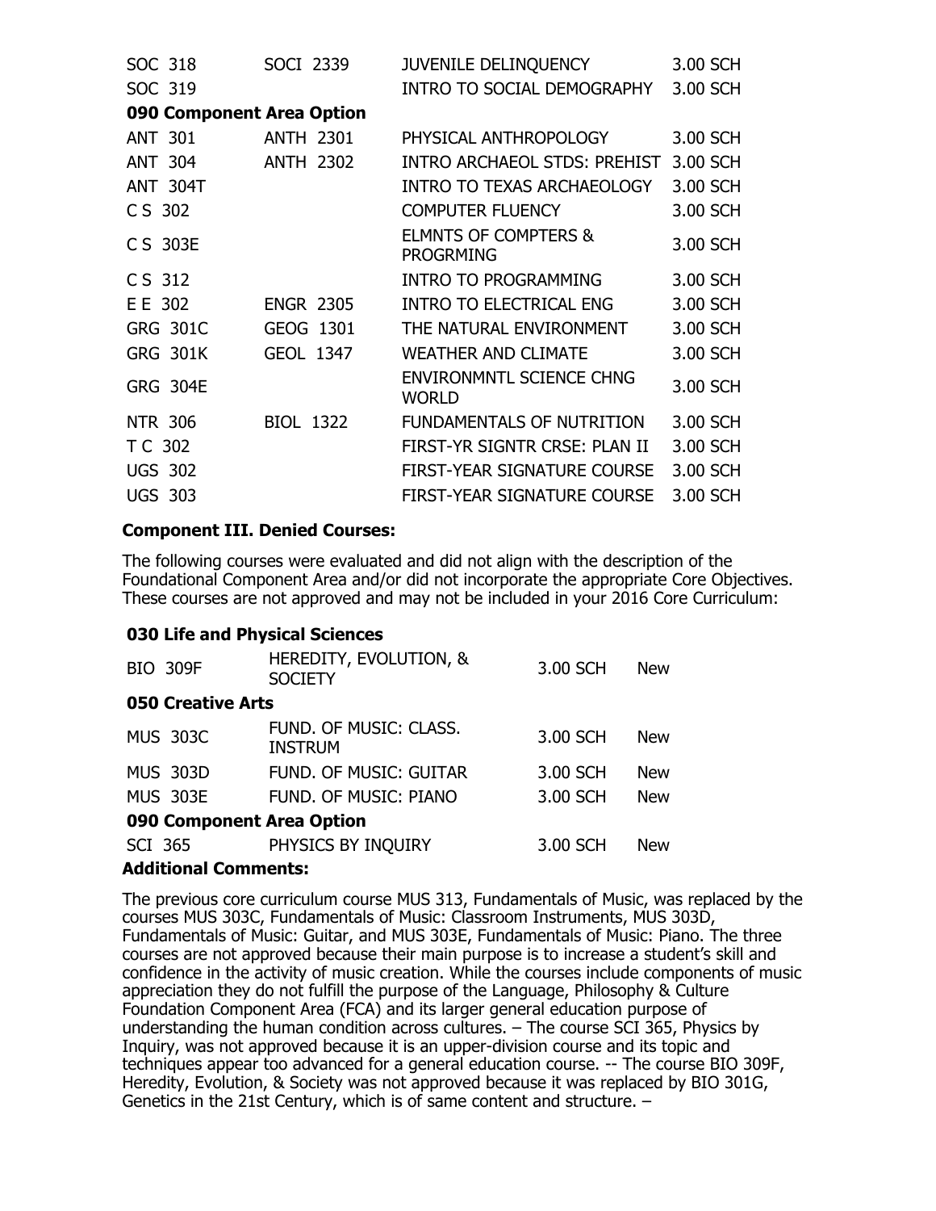| | | | |
|---|---|---|---|
| SOC 318 | SOCI 2339 | JUVENILE DELINQUENCY | 3.00 SCH |
| SOC 319 | | INTRO TO SOCIAL DEMOGRAPHY | 3.00 SCH |
| **090 Component Area Option** | | | |
| ANT 301 | ANTH 2301 | PHYSICAL ANTHROPOLOGY | 3.00 SCH |
| ANT 304 | ANTH 2302 | INTRO ARCHAEOL STDS: PREHIST | 3.00 SCH |
| ANT 304T | | INTRO TO TEXAS ARCHAEOLOGY | 3.00 SCH |
| C S 302 | | COMPUTER FLUENCY | 3.00 SCH |
| C S 303E | | ELMNTS OF COMPTERS & PROGRMING | 3.00 SCH |
| C S 312 | | INTRO TO PROGRAMMING | 3.00 SCH |
| E E 302 | ENGR 2305 | INTRO TO ELECTRICAL ENG | 3.00 SCH |
| GRG 301C | GEOG 1301 | THE NATURAL ENVIRONMENT | 3.00 SCH |
| GRG 301K | GEOL 1347 | WEATHER AND CLIMATE | 3.00 SCH |
| GRG 304E | | ENVIRONMNTL SCIENCE CHNG WORLD | 3.00 SCH |
| NTR 306 | BIOL 1322 | FUNDAMENTALS OF NUTRITION | 3.00 SCH |
| T C 302 | | FIRST-YR SIGNTR CRSE: PLAN II | 3.00 SCH |
| UGS 302 | | FIRST-YEAR SIGNATURE COURSE | 3.00 SCH |
| UGS 303 | | FIRST-YEAR SIGNATURE COURSE | 3.00 SCH |

**Component III. Denied Courses:**

The following courses were evaluated and did not align with the description of the Foundational Component Area and/or did not incorporate the appropriate Core Objectives. These courses are not approved and may not be included in your 2016 Core Curriculum:

| | | | |
|---|---|---|---|
| **030 Life and Physical Sciences** | | | |
| BIO 309F | HEREDITY, EVOLUTION, & SOCIETY | 3.00 SCH | New |
| **050 Creative Arts** | | | |
| MUS 303C | FUND. OF MUSIC: CLASS. INSTRUM | 3.00 SCH | New |
| MUS 303D | FUND. OF MUSIC: GUITAR | 3.00 SCH | New |
| MUS 303E | FUND. OF MUSIC: PIANO | 3.00 SCH | New |
| **090 Component Area Option** | | | |
| SCI 365 | PHYSICS BY INQUIRY | 3.00 SCH | New |

**Additional Comments:**

The previous core curriculum course MUS 313, Fundamentals of Music, was replaced by the courses MUS 303C, Fundamentals of Music: Classroom Instruments, MUS 303D, Fundamentals of Music: Guitar, and MUS 303E, Fundamentals of Music: Piano. The three courses are not approved because their main purpose is to increase a student's skill and confidence in the activity of music creation. While the courses include components of music appreciation they do not fulfill the purpose of the Language, Philosophy & Culture Foundation Component Area (FCA) and its larger general education purpose of understanding the human condition across cultures. – The course SCI 365, Physics by Inquiry, was not approved because it is an upper-division course and its topic and techniques appear too advanced for a general education course. -- The course BIO 309F, Heredity, Evolution, & Society was not approved because it was replaced by BIO 301G, Genetics in the 21st Century, which is of same content and structure. –